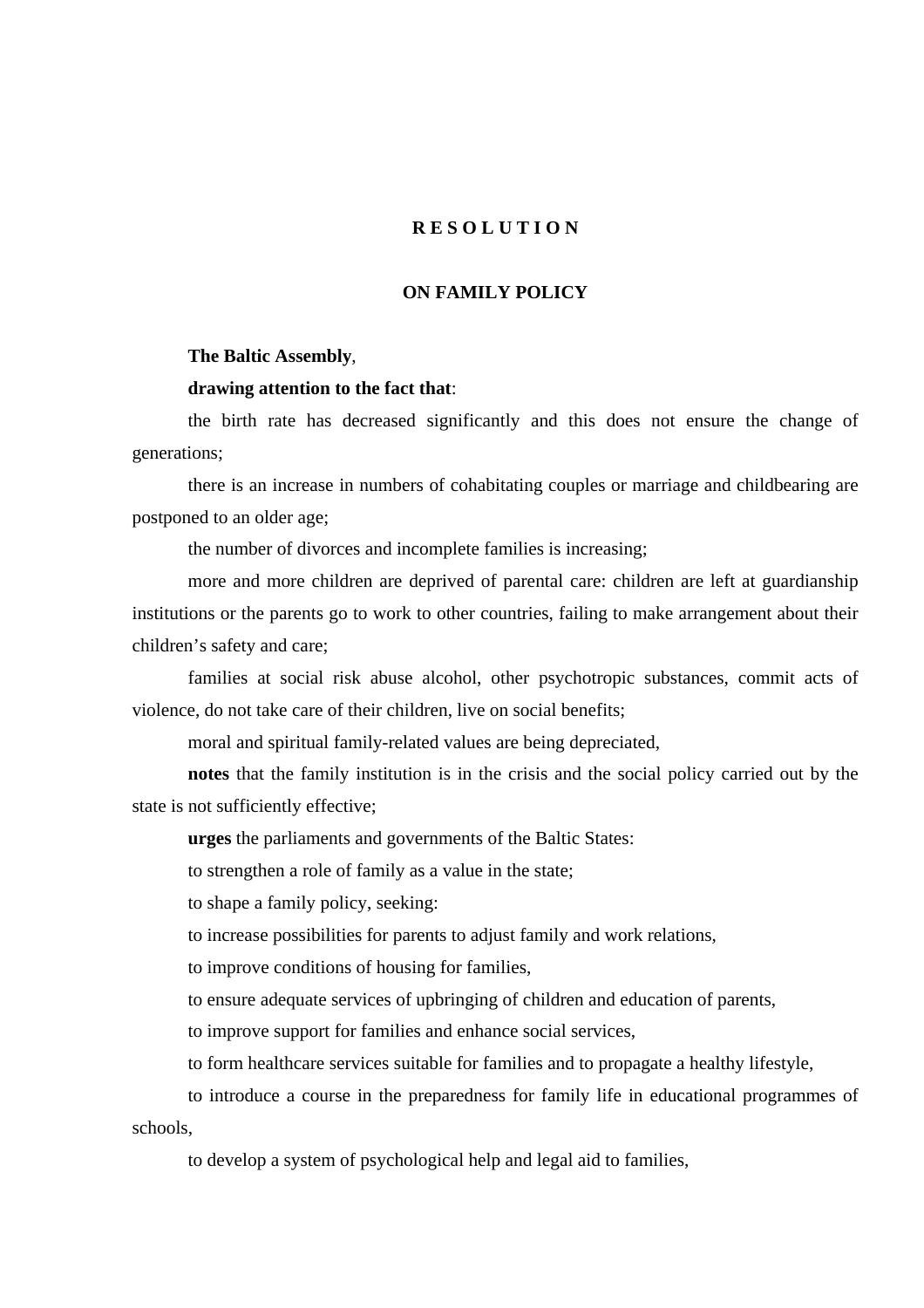# R E S O L U T I O N

## ON FAMILY POLICY

**The Baltic Assembly**,

**drawing attention to the fact that**:

the birth rate has decreased significantly and this does not ensure the change of generations;

there is an increase in numbers of cohabitating couples or marriage and childbearing are postponed to an older age;

the number of divorces and incomplete families is increasing;

more and more children are deprived of parental care: children are left at guardianship institutions or the parents go to work to other countries, failing to make arrangement about their children's safety and care;

families at social risk abuse alcohol, other psychotropic substances, commit acts of violence, do not take care of their children, live on social benefits;

moral and spiritual family-related values are being depreciated,

**notes** that the family institution is in the crisis and the social policy carried out by the state is not sufficiently effective;

**urges** the parliaments and governments of the Baltic States:

to strengthen a role of family as a value in the state;

to shape a family policy, seeking:

to increase possibilities for parents to adjust family and work relations,

to improve conditions of housing for families,

to ensure adequate services of upbringing of children and education of parents,

to improve support for families and enhance social services,

to form healthcare services suitable for families and to propagate a healthy lifestyle,

to introduce a course in the preparedness for family life in educational programmes of schools,

to develop a system of psychological help and legal aid to families,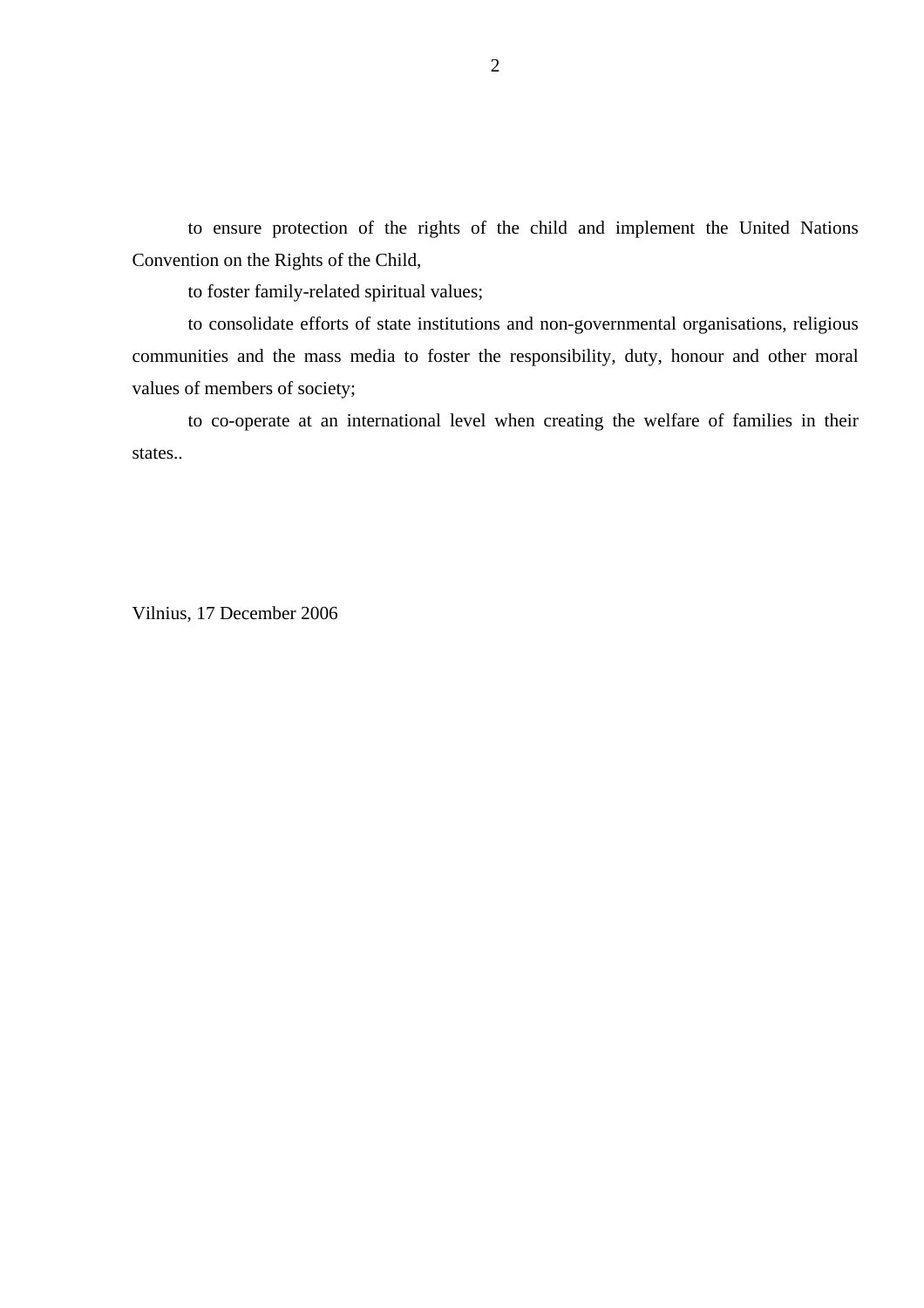to ensure protection of the rights of the child and implement the United Nations Convention on the Rights of the Child,

to foster family-related spiritual values;

to consolidate efforts of state institutions and non-governmental organisations, religious communities and the mass media to foster the responsibility, duty, honour and other moral values of members of society;

to co-operate at an international level when creating the welfare of families in their states..

Vilnius, 17 December 2006